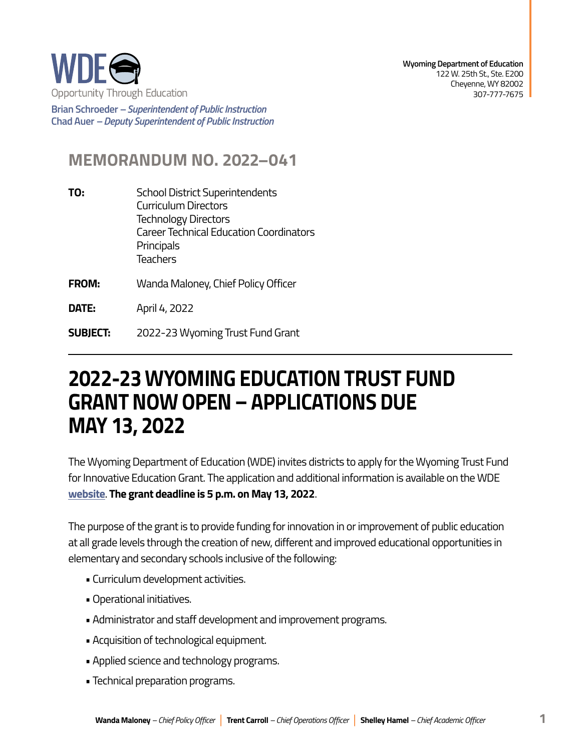WDE
Opportunity Through Education

**Brian Schroeder** – *Superintendent of Public Instruction*
**Chad Auer** – *Deputy Superintendent of Public Instruction*

**Wyoming Department of Education**
122 W. 25th St., Ste. E200
Cheyenne, WY 82002
307-777-7675

## MEMORANDUM NO. 2022–041

**TO:** School District Superintendents
Curriculum Directors
Technology Directors
Career Technical Education Coordinators
Principals
Teachers

**FROM:** Wanda Maloney, Chief Policy Officer

**DATE:** April 4, 2022

**SUBJECT:** 2022-23 Wyoming Trust Fund Grant

---

# 2022-23 WYOMING EDUCATION TRUST FUND GRANT NOW OPEN – APPLICATIONS DUE MAY 13, 2022

The Wyoming Department of Education (WDE) invites districts to apply for the Wyoming Trust Fund for Innovative Education Grant. The application and additional information is available on the WDE **website**. **The grant deadline is 5 p.m. on May 13, 2022**.

The purpose of the grant is to provide funding for innovation in or improvement of public education at all grade levels through the creation of new, different and improved educational opportunities in elementary and secondary schools inclusive of the following:

- Curriculum development activities.
- Operational initiatives.
- Administrator and staff development and improvement programs.
- Acquisition of technological equipment.
- Applied science and technology programs.
- Technical preparation programs.

**Wanda Maloney** – *Chief Policy Officer* | **Trent Carroll** – *Chief Operations Officer* | **Shelley Hamel** – *Chief Academic Officer*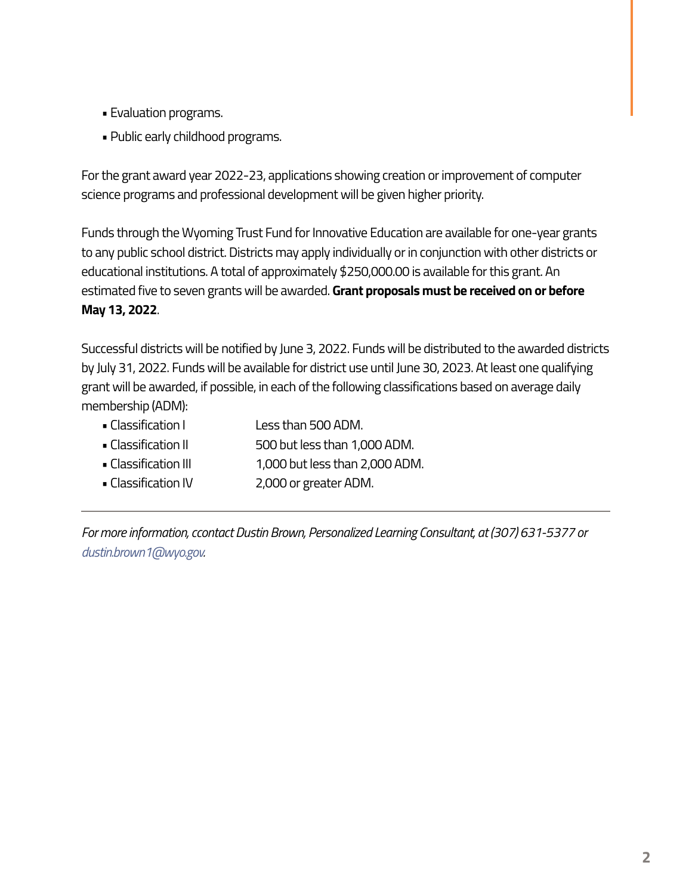- Evaluation programs.
- Public early childhood programs.

For the grant award year 2022-23, applications showing creation or improvement of computer science programs and professional development will be given higher priority.

Funds through the Wyoming Trust Fund for Innovative Education are available for one-year grants to any public school district. Districts may apply individually or in conjunction with other districts or educational institutions. A total of approximately $250,000.00 is available for this grant. An estimated five to seven grants will be awarded. **Grant proposals must be received on or before May 13, 2022**.

Successful districts will be notified by June 3, 2022. Funds will be distributed to the awarded districts by July 31, 2022. Funds will be available for district use until June 30, 2023. At least one qualifying grant will be awarded, if possible, in each of the following classifications based on average daily membership (ADM):

- Classification I — Less than 500 ADM.
- Classification II — 500 but less than 1,000 ADM.
- Classification III — 1,000 but less than 2,000 ADM.
- Classification IV — 2,000 or greater ADM.

---

*For more information, ccontact Dustin Brown, Personalized Learning Consultant, at (307) 631-5377 or dustin.brown1@wyo.gov.*